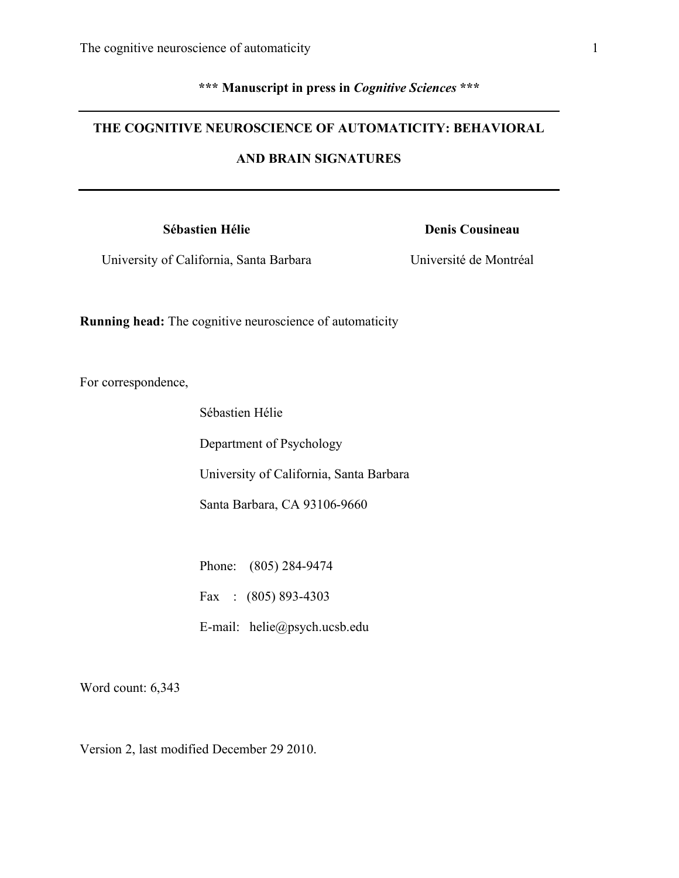**\*\*\* Manuscript in press in *Cognitive Sciences* \*\*\***

---

# THE COGNITIVE NEUROSCIENCE OF AUTOMATICITY: BEHAVIORAL AND BRAIN SIGNATURES

---

**Sébastien Hélie**

University of California, Santa Barbara

**Denis Cousineau**

Université de Montréal

**Running head:** The cognitive neuroscience of automaticity

For correspondence,

Sébastien Hélie

Department of Psychology

University of California, Santa Barbara

Santa Barbara, CA 93106-9660

Phone: (805) 284-9474

Fax : (805) 893-4303

E-mail: helie@psych.ucsb.edu

Word count: 6,343

Version 2, last modified December 29 2010.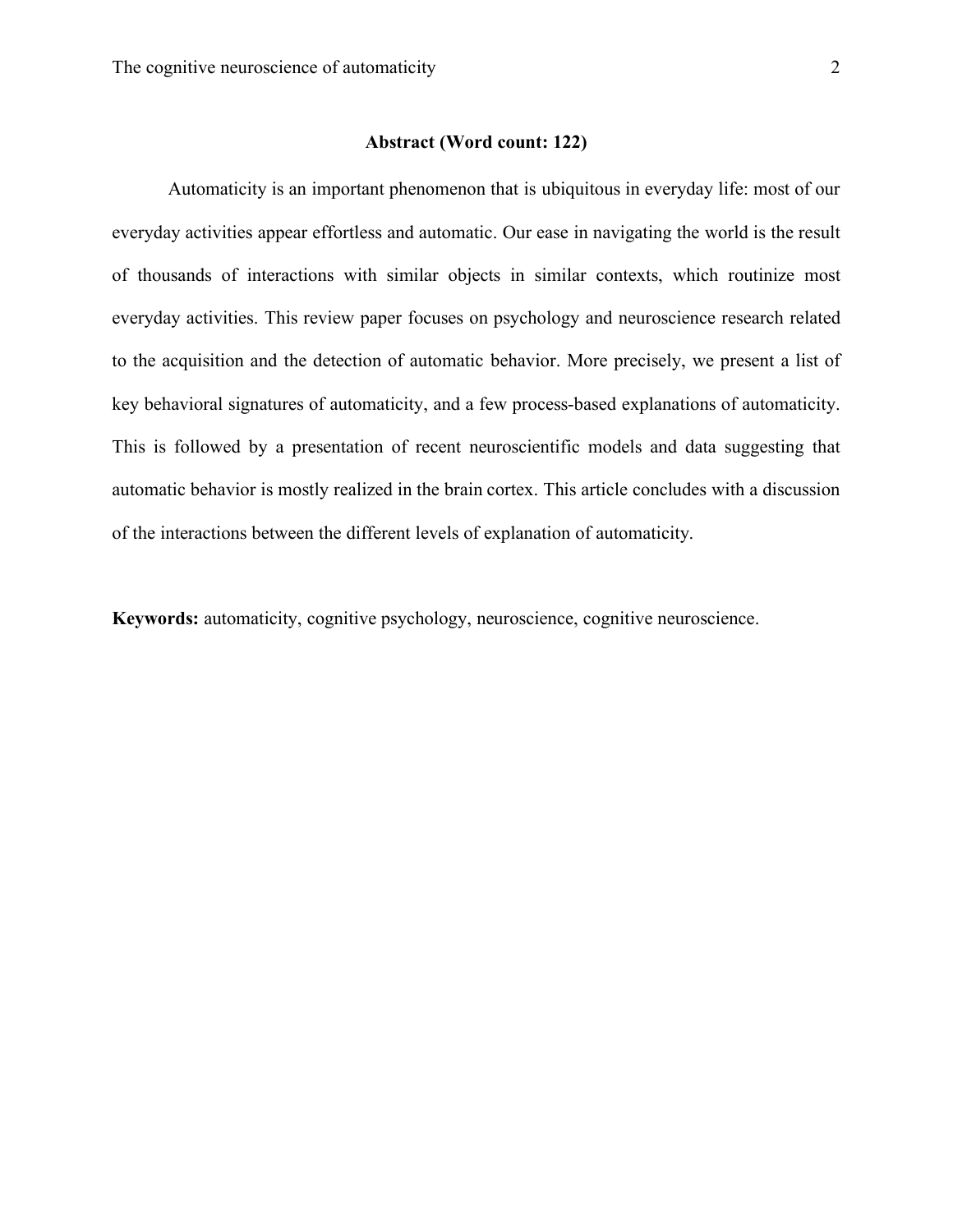## Abstract (Word count: 122)

Automaticity is an important phenomenon that is ubiquitous in everyday life: most of our everyday activities appear effortless and automatic. Our ease in navigating the world is the result of thousands of interactions with similar objects in similar contexts, which routinize most everyday activities. This review paper focuses on psychology and neuroscience research related to the acquisition and the detection of automatic behavior. More precisely, we present a list of key behavioral signatures of automaticity, and a few process-based explanations of automaticity. This is followed by a presentation of recent neuroscientific models and data suggesting that automatic behavior is mostly realized in the brain cortex. This article concludes with a discussion of the interactions between the different levels of explanation of automaticity.

**Keywords:** automaticity, cognitive psychology, neuroscience, cognitive neuroscience.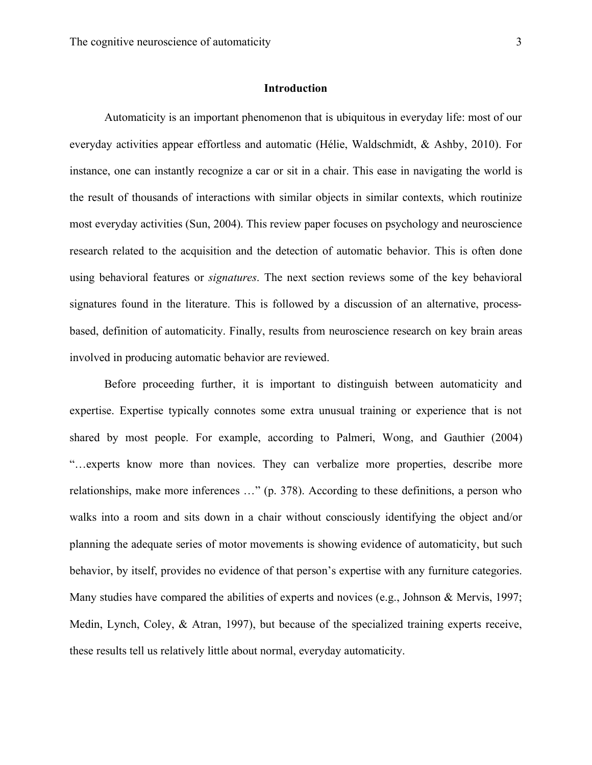## Introduction

Automaticity is an important phenomenon that is ubiquitous in everyday life: most of our everyday activities appear effortless and automatic (Hélie, Waldschmidt, & Ashby, 2010). For instance, one can instantly recognize a car or sit in a chair. This ease in navigating the world is the result of thousands of interactions with similar objects in similar contexts, which routinize most everyday activities (Sun, 2004). This review paper focuses on psychology and neuroscience research related to the acquisition and the detection of automatic behavior. This is often done using behavioral features or *signatures*. The next section reviews some of the key behavioral signatures found in the literature. This is followed by a discussion of an alternative, process-based, definition of automaticity. Finally, results from neuroscience research on key brain areas involved in producing automatic behavior are reviewed.

Before proceeding further, it is important to distinguish between automaticity and expertise. Expertise typically connotes some extra unusual training or experience that is not shared by most people. For example, according to Palmeri, Wong, and Gauthier (2004) "…experts know more than novices. They can verbalize more properties, describe more relationships, make more inferences …" (p. 378). According to these definitions, a person who walks into a room and sits down in a chair without consciously identifying the object and/or planning the adequate series of motor movements is showing evidence of automaticity, but such behavior, by itself, provides no evidence of that person's expertise with any furniture categories. Many studies have compared the abilities of experts and novices (e.g., Johnson & Mervis, 1997; Medin, Lynch, Coley, & Atran, 1997), but because of the specialized training experts receive, these results tell us relatively little about normal, everyday automaticity.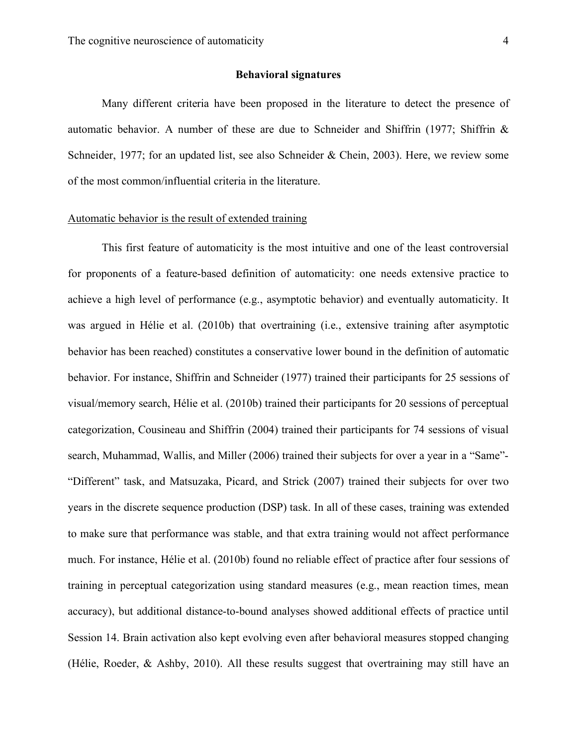## Behavioral signatures

Many different criteria have been proposed in the literature to detect the presence of automatic behavior. A number of these are due to Schneider and Shiffrin (1977; Shiffrin & Schneider, 1977; for an updated list, see also Schneider & Chein, 2003). Here, we review some of the most common/influential criteria in the literature.

### Automatic behavior is the result of extended training

This first feature of automaticity is the most intuitive and one of the least controversial for proponents of a feature-based definition of automaticity: one needs extensive practice to achieve a high level of performance (e.g., asymptotic behavior) and eventually automaticity. It was argued in Hélie et al. (2010b) that overtraining (i.e., extensive training after asymptotic behavior has been reached) constitutes a conservative lower bound in the definition of automatic behavior. For instance, Shiffrin and Schneider (1977) trained their participants for 25 sessions of visual/memory search, Hélie et al. (2010b) trained their participants for 20 sessions of perceptual categorization, Cousineau and Shiffrin (2004) trained their participants for 74 sessions of visual search, Muhammad, Wallis, and Miller (2006) trained their subjects for over a year in a "Same"-"Different" task, and Matsuzaka, Picard, and Strick (2007) trained their subjects for over two years in the discrete sequence production (DSP) task. In all of these cases, training was extended to make sure that performance was stable, and that extra training would not affect performance much. For instance, Hélie et al. (2010b) found no reliable effect of practice after four sessions of training in perceptual categorization using standard measures (e.g., mean reaction times, mean accuracy), but additional distance-to-bound analyses showed additional effects of practice until Session 14. Brain activation also kept evolving even after behavioral measures stopped changing (Hélie, Roeder, & Ashby, 2010). All these results suggest that overtraining may still have an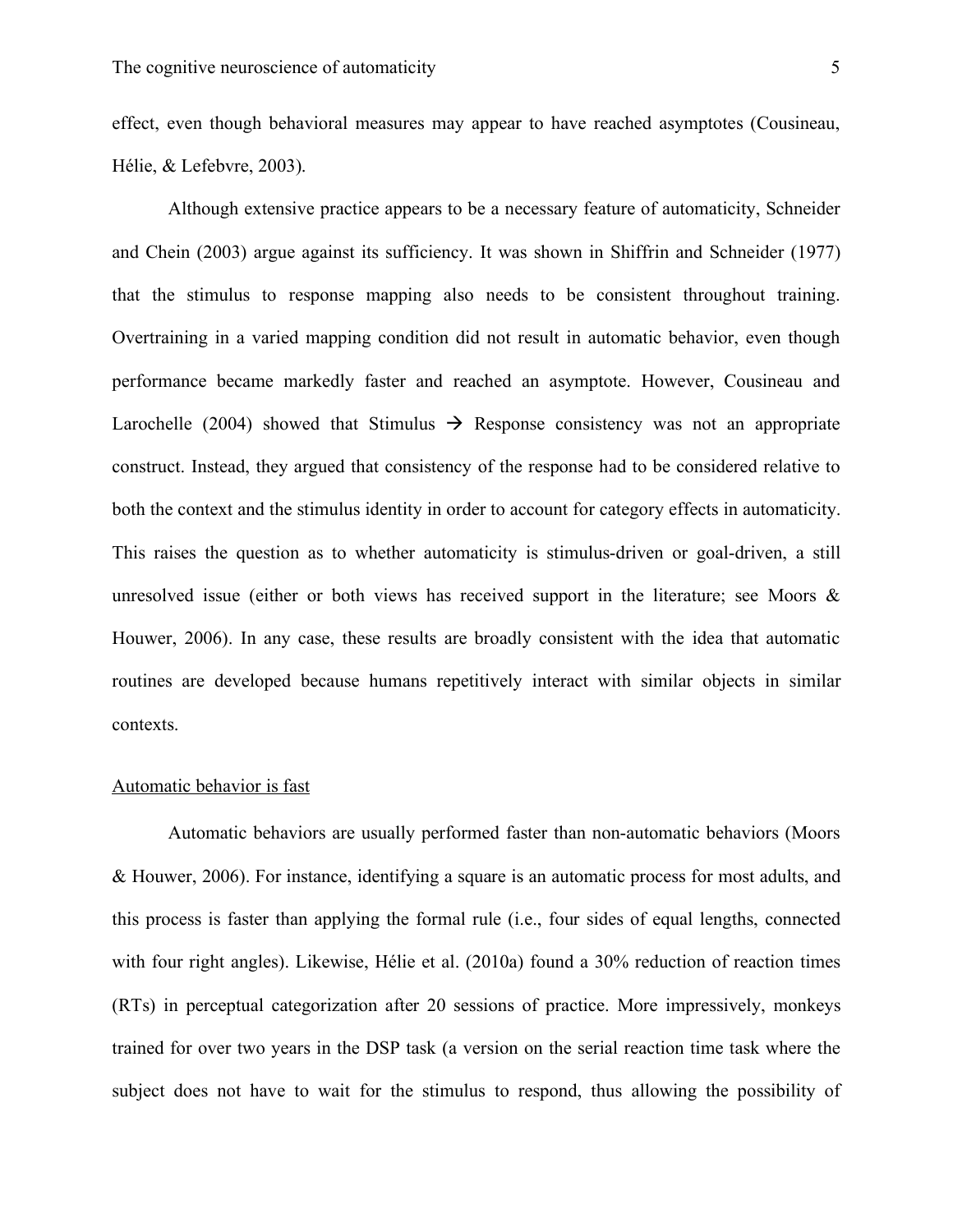effect, even though behavioral measures may appear to have reached asymptotes (Cousineau, Hélie, & Lefebvre, 2003).

Although extensive practice appears to be a necessary feature of automaticity, Schneider and Chein (2003) argue against its sufficiency. It was shown in Shiffrin and Schneider (1977) that the stimulus to response mapping also needs to be consistent throughout training. Overtraining in a varied mapping condition did not result in automatic behavior, even though performance became markedly faster and reached an asymptote. However, Cousineau and Larochelle (2004) showed that Stimulus → Response consistency was not an appropriate construct. Instead, they argued that consistency of the response had to be considered relative to both the context and the stimulus identity in order to account for category effects in automaticity. This raises the question as to whether automaticity is stimulus-driven or goal-driven, a still unresolved issue (either or both views has received support in the literature; see Moors & Houwer, 2006). In any case, these results are broadly consistent with the idea that automatic routines are developed because humans repetitively interact with similar objects in similar contexts.

Automatic behavior is fast

Automatic behaviors are usually performed faster than non-automatic behaviors (Moors & Houwer, 2006). For instance, identifying a square is an automatic process for most adults, and this process is faster than applying the formal rule (i.e., four sides of equal lengths, connected with four right angles). Likewise, Hélie et al. (2010a) found a 30% reduction of reaction times (RTs) in perceptual categorization after 20 sessions of practice. More impressively, monkeys trained for over two years in the DSP task (a version on the serial reaction time task where the subject does not have to wait for the stimulus to respond, thus allowing the possibility of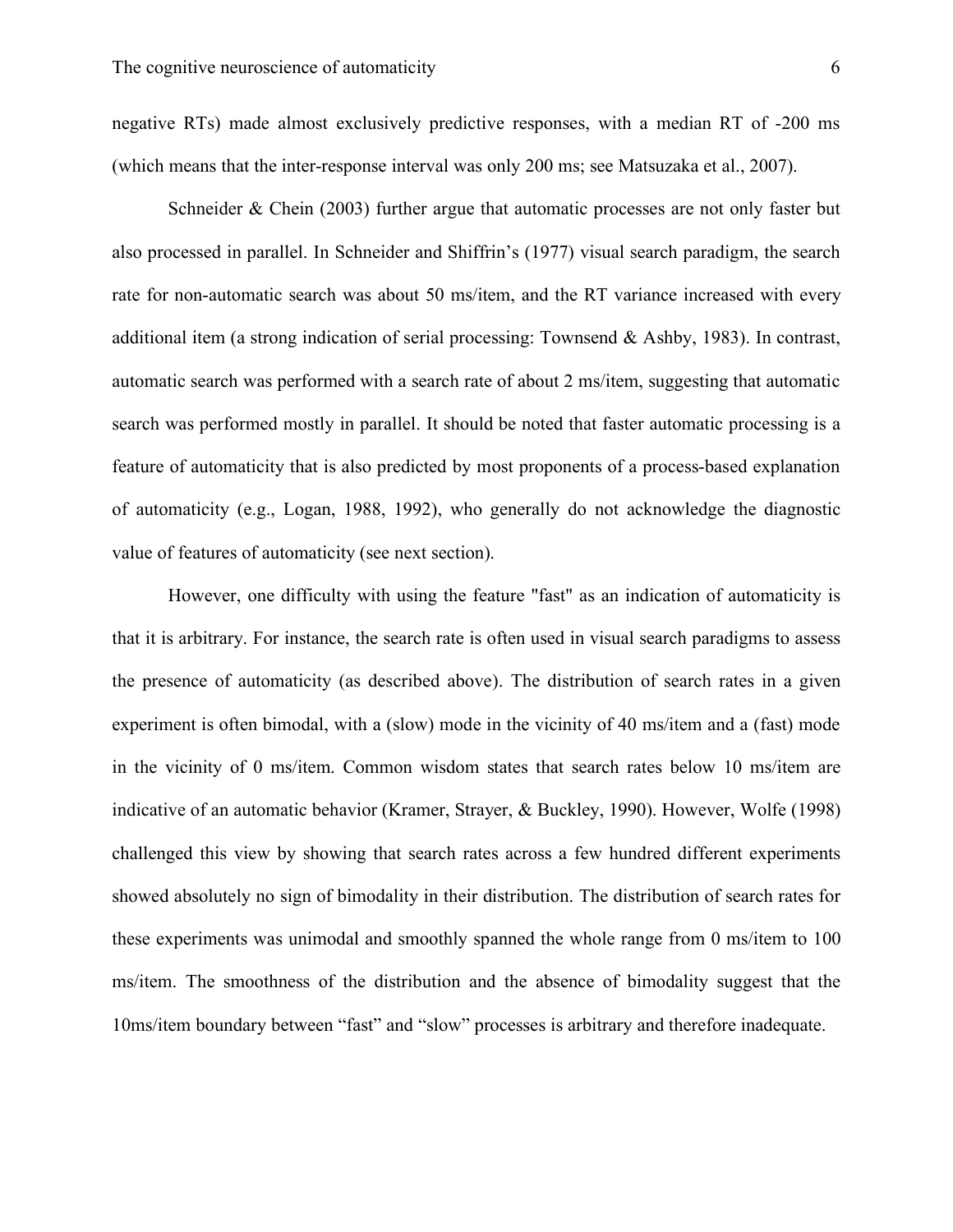negative RTs) made almost exclusively predictive responses, with a median RT of -200 ms (which means that the inter-response interval was only 200 ms; see Matsuzaka et al., 2007).

Schneider & Chein (2003) further argue that automatic processes are not only faster but also processed in parallel. In Schneider and Shiffrin's (1977) visual search paradigm, the search rate for non-automatic search was about 50 ms/item, and the RT variance increased with every additional item (a strong indication of serial processing: Townsend & Ashby, 1983). In contrast, automatic search was performed with a search rate of about 2 ms/item, suggesting that automatic search was performed mostly in parallel. It should be noted that faster automatic processing is a feature of automaticity that is also predicted by most proponents of a process-based explanation of automaticity (e.g., Logan, 1988, 1992), who generally do not acknowledge the diagnostic value of features of automaticity (see next section).

However, one difficulty with using the feature "fast" as an indication of automaticity is that it is arbitrary. For instance, the search rate is often used in visual search paradigms to assess the presence of automaticity (as described above). The distribution of search rates in a given experiment is often bimodal, with a (slow) mode in the vicinity of 40 ms/item and a (fast) mode in the vicinity of 0 ms/item. Common wisdom states that search rates below 10 ms/item are indicative of an automatic behavior (Kramer, Strayer, & Buckley, 1990). However, Wolfe (1998) challenged this view by showing that search rates across a few hundred different experiments showed absolutely no sign of bimodality in their distribution. The distribution of search rates for these experiments was unimodal and smoothly spanned the whole range from 0 ms/item to 100 ms/item. The smoothness of the distribution and the absence of bimodality suggest that the 10ms/item boundary between "fast" and "slow" processes is arbitrary and therefore inadequate.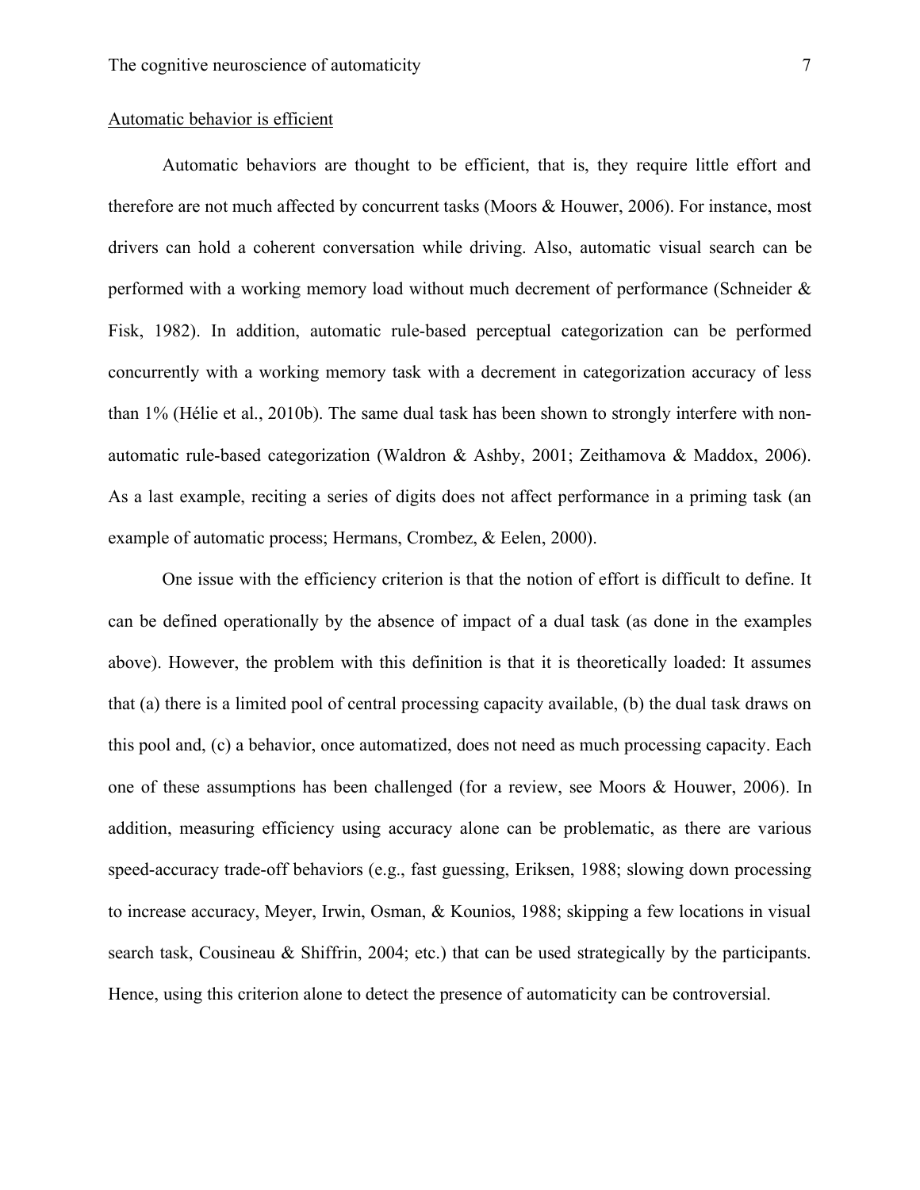Automatic behavior is efficient

Automatic behaviors are thought to be efficient, that is, they require little effort and therefore are not much affected by concurrent tasks (Moors & Houwer, 2006). For instance, most drivers can hold a coherent conversation while driving. Also, automatic visual search can be performed with a working memory load without much decrement of performance (Schneider & Fisk, 1982). In addition, automatic rule-based perceptual categorization can be performed concurrently with a working memory task with a decrement in categorization accuracy of less than 1% (Hélie et al., 2010b). The same dual task has been shown to strongly interfere with non-automatic rule-based categorization (Waldron & Ashby, 2001; Zeithamova & Maddox, 2006). As a last example, reciting a series of digits does not affect performance in a priming task (an example of automatic process; Hermans, Crombez, & Eelen, 2000).

One issue with the efficiency criterion is that the notion of effort is difficult to define. It can be defined operationally by the absence of impact of a dual task (as done in the examples above). However, the problem with this definition is that it is theoretically loaded: It assumes that (a) there is a limited pool of central processing capacity available, (b) the dual task draws on this pool and, (c) a behavior, once automatized, does not need as much processing capacity. Each one of these assumptions has been challenged (for a review, see Moors & Houwer, 2006). In addition, measuring efficiency using accuracy alone can be problematic, as there are various speed-accuracy trade-off behaviors (e.g., fast guessing, Eriksen, 1988; slowing down processing to increase accuracy, Meyer, Irwin, Osman, & Kounios, 1988; skipping a few locations in visual search task, Cousineau & Shiffrin, 2004; etc.) that can be used strategically by the participants. Hence, using this criterion alone to detect the presence of automaticity can be controversial.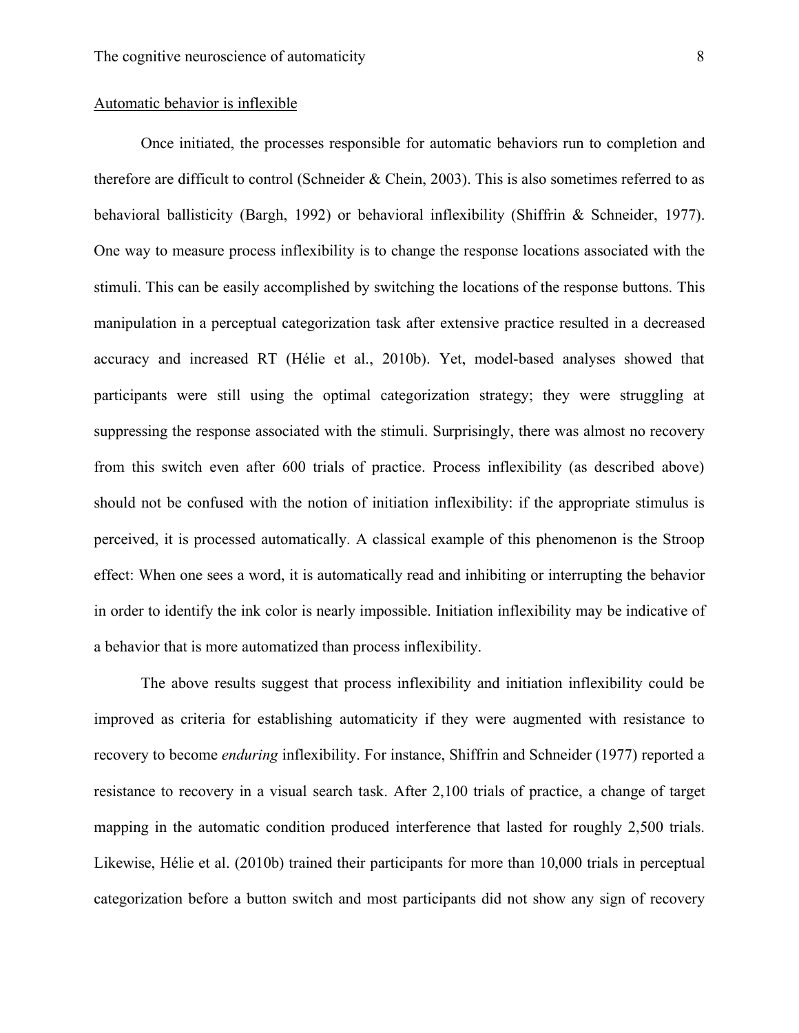Automatic behavior is inflexible

Once initiated, the processes responsible for automatic behaviors run to completion and therefore are difficult to control (Schneider & Chein, 2003). This is also sometimes referred to as behavioral ballisticity (Bargh, 1992) or behavioral inflexibility (Shiffrin & Schneider, 1977). One way to measure process inflexibility is to change the response locations associated with the stimuli. This can be easily accomplished by switching the locations of the response buttons. This manipulation in a perceptual categorization task after extensive practice resulted in a decreased accuracy and increased RT (Hélie et al., 2010b). Yet, model-based analyses showed that participants were still using the optimal categorization strategy; they were struggling at suppressing the response associated with the stimuli. Surprisingly, there was almost no recovery from this switch even after 600 trials of practice. Process inflexibility (as described above) should not be confused with the notion of initiation inflexibility: if the appropriate stimulus is perceived, it is processed automatically. A classical example of this phenomenon is the Stroop effect: When one sees a word, it is automatically read and inhibiting or interrupting the behavior in order to identify the ink color is nearly impossible. Initiation inflexibility may be indicative of a behavior that is more automatized than process inflexibility.

The above results suggest that process inflexibility and initiation inflexibility could be improved as criteria for establishing automaticity if they were augmented with resistance to recovery to become *enduring* inflexibility. For instance, Shiffrin and Schneider (1977) reported a resistance to recovery in a visual search task. After 2,100 trials of practice, a change of target mapping in the automatic condition produced interference that lasted for roughly 2,500 trials. Likewise, Hélie et al. (2010b) trained their participants for more than 10,000 trials in perceptual categorization before a button switch and most participants did not show any sign of recovery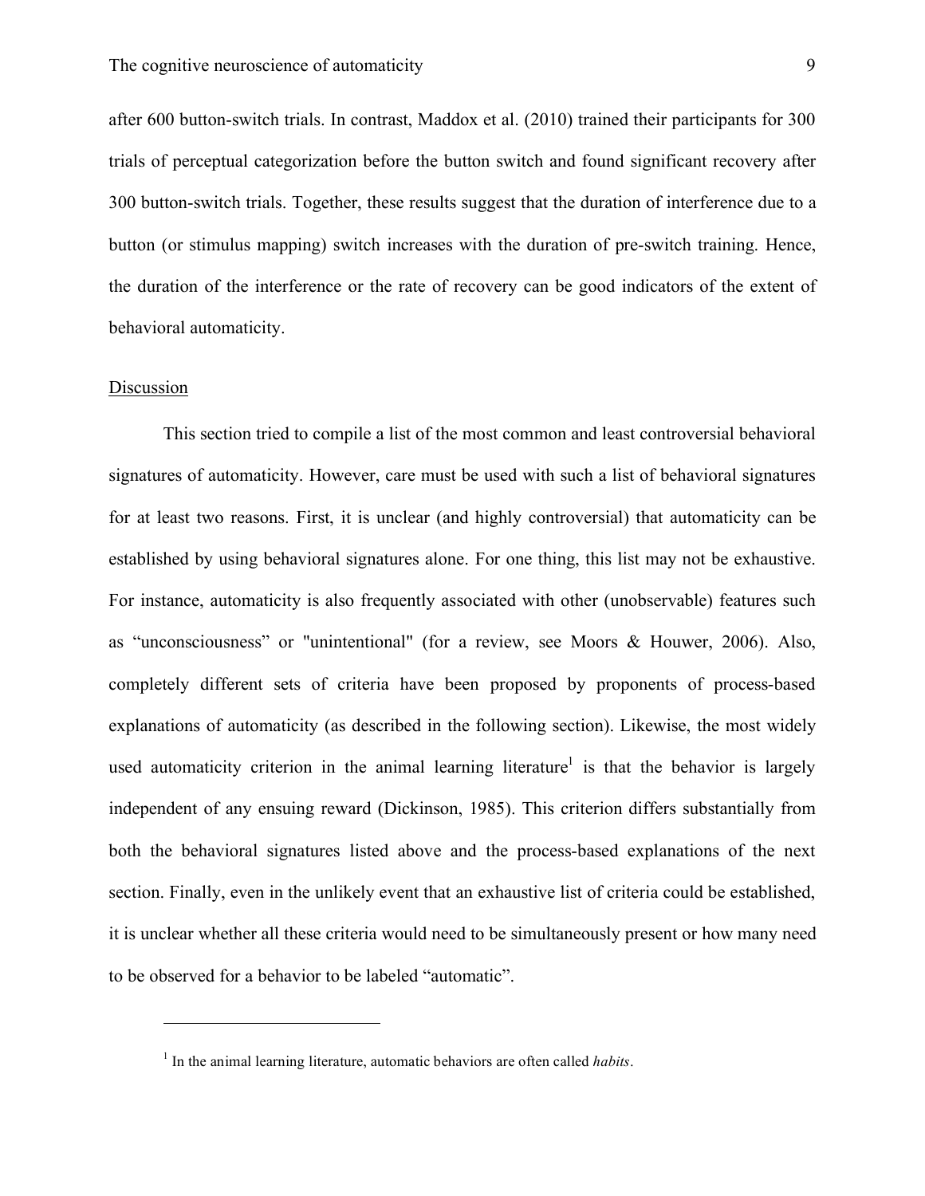after 600 button-switch trials. In contrast, Maddox et al. (2010) trained their participants for 300 trials of perceptual categorization before the button switch and found significant recovery after 300 button-switch trials. Together, these results suggest that the duration of interference due to a button (or stimulus mapping) switch increases with the duration of pre-switch training. Hence, the duration of the interference or the rate of recovery can be good indicators of the extent of behavioral automaticity.

## Discussion

This section tried to compile a list of the most common and least controversial behavioral signatures of automaticity. However, care must be used with such a list of behavioral signatures for at least two reasons. First, it is unclear (and highly controversial) that automaticity can be established by using behavioral signatures alone. For one thing, this list may not be exhaustive. For instance, automaticity is also frequently associated with other (unobservable) features such as "unconsciousness" or "unintentional" (for a review, see Moors & Houwer, 2006). Also, completely different sets of criteria have been proposed by proponents of process-based explanations of automaticity (as described in the following section). Likewise, the most widely used automaticity criterion in the animal learning literature[1] is that the behavior is largely independent of any ensuing reward (Dickinson, 1985). This criterion differs substantially from both the behavioral signatures listed above and the process-based explanations of the next section. Finally, even in the unlikely event that an exhaustive list of criteria could be established, it is unclear whether all these criteria would need to be simultaneously present or how many need to be observed for a behavior to be labeled "automatic".

---

[1] In the animal learning literature, automatic behaviors are often called *habits*.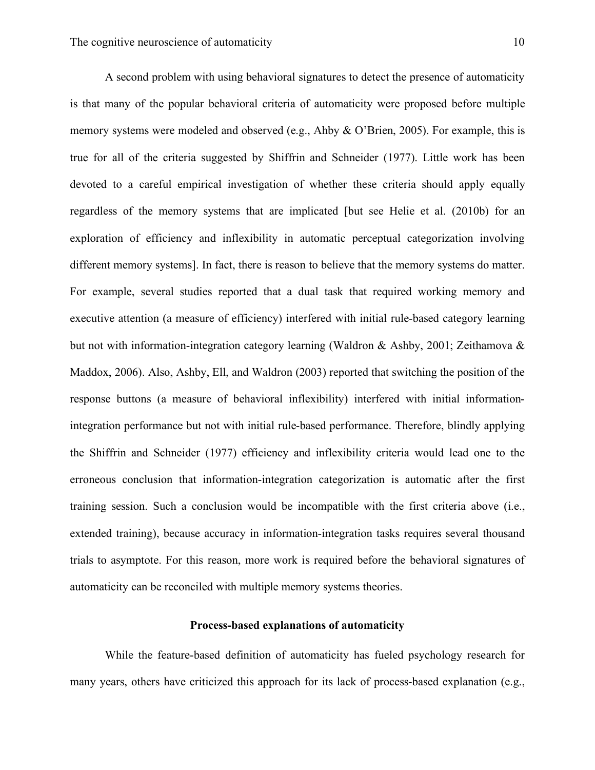A second problem with using behavioral signatures to detect the presence of automaticity is that many of the popular behavioral criteria of automaticity were proposed before multiple memory systems were modeled and observed (e.g., Ahby & O'Brien, 2005). For example, this is true for all of the criteria suggested by Shiffrin and Schneider (1977). Little work has been devoted to a careful empirical investigation of whether these criteria should apply equally regardless of the memory systems that are implicated [but see Helie et al. (2010b) for an exploration of efficiency and inflexibility in automatic perceptual categorization involving different memory systems]. In fact, there is reason to believe that the memory systems do matter. For example, several studies reported that a dual task that required working memory and executive attention (a measure of efficiency) interfered with initial rule-based category learning but not with information-integration category learning (Waldron & Ashby, 2001; Zeithamova & Maddox, 2006). Also, Ashby, Ell, and Waldron (2003) reported that switching the position of the response buttons (a measure of behavioral inflexibility) interfered with initial information-integration performance but not with initial rule-based performance. Therefore, blindly applying the Shiffrin and Schneider (1977) efficiency and inflexibility criteria would lead one to the erroneous conclusion that information-integration categorization is automatic after the first training session. Such a conclusion would be incompatible with the first criteria above (i.e., extended training), because accuracy in information-integration tasks requires several thousand trials to asymptote. For this reason, more work is required before the behavioral signatures of automaticity can be reconciled with multiple memory systems theories.

## Process-based explanations of automaticity

While the feature-based definition of automaticity has fueled psychology research for many years, others have criticized this approach for its lack of process-based explanation (e.g.,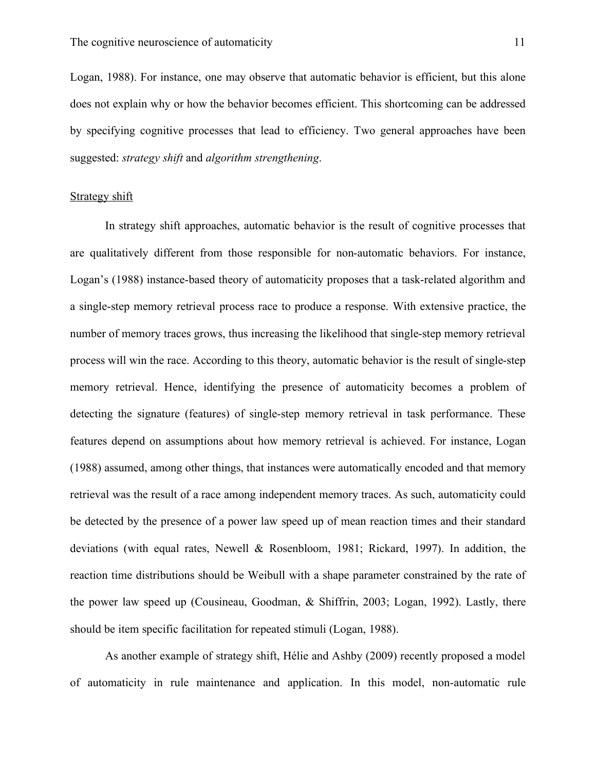Logan, 1988). For instance, one may observe that automatic behavior is efficient, but this alone does not explain why or how the behavior becomes efficient. This shortcoming can be addressed by specifying cognitive processes that lead to efficiency. Two general approaches have been suggested: *strategy shift* and *algorithm strengthening*.

### Strategy shift

In strategy shift approaches, automatic behavior is the result of cognitive processes that are qualitatively different from those responsible for non-automatic behaviors. For instance, Logan's (1988) instance-based theory of automaticity proposes that a task-related algorithm and a single-step memory retrieval process race to produce a response. With extensive practice, the number of memory traces grows, thus increasing the likelihood that single-step memory retrieval process will win the race. According to this theory, automatic behavior is the result of single-step memory retrieval. Hence, identifying the presence of automaticity becomes a problem of detecting the signature (features) of single-step memory retrieval in task performance. These features depend on assumptions about how memory retrieval is achieved. For instance, Logan (1988) assumed, among other things, that instances were automatically encoded and that memory retrieval was the result of a race among independent memory traces. As such, automaticity could be detected by the presence of a power law speed up of mean reaction times and their standard deviations (with equal rates, Newell & Rosenbloom, 1981; Rickard, 1997). In addition, the reaction time distributions should be Weibull with a shape parameter constrained by the rate of the power law speed up (Cousineau, Goodman, & Shiffrin, 2003; Logan, 1992). Lastly, there should be item specific facilitation for repeated stimuli (Logan, 1988).

As another example of strategy shift, Hélie and Ashby (2009) recently proposed a model of automaticity in rule maintenance and application. In this model, non-automatic rule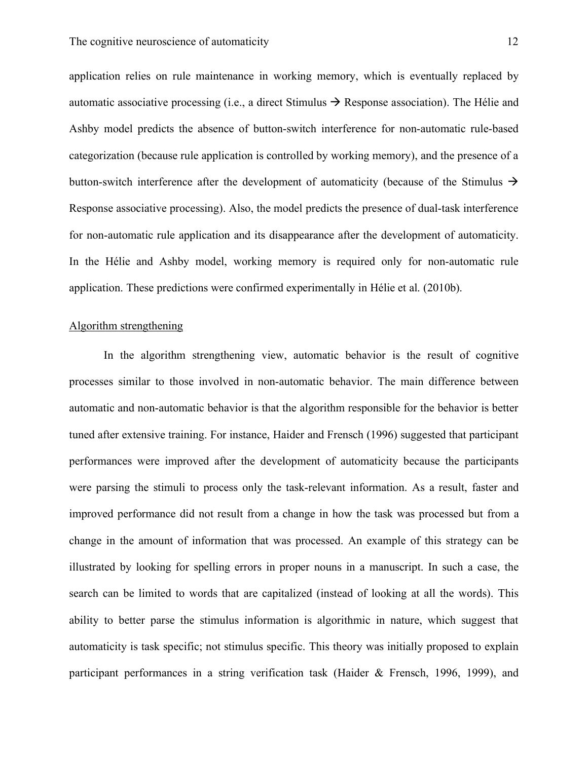application relies on rule maintenance in working memory, which is eventually replaced by automatic associative processing (i.e., a direct Stimulus → Response association). The Hélie and Ashby model predicts the absence of button-switch interference for non-automatic rule-based categorization (because rule application is controlled by working memory), and the presence of a button-switch interference after the development of automaticity (because of the Stimulus → Response associative processing). Also, the model predicts the presence of dual-task interference for non-automatic rule application and its disappearance after the development of automaticity. In the Hélie and Ashby model, working memory is required only for non-automatic rule application. These predictions were confirmed experimentally in Hélie et al. (2010b).

### Algorithm strengthening

In the algorithm strengthening view, automatic behavior is the result of cognitive processes similar to those involved in non-automatic behavior. The main difference between automatic and non-automatic behavior is that the algorithm responsible for the behavior is better tuned after extensive training. For instance, Haider and Frensch (1996) suggested that participant performances were improved after the development of automaticity because the participants were parsing the stimuli to process only the task-relevant information. As a result, faster and improved performance did not result from a change in how the task was processed but from a change in the amount of information that was processed. An example of this strategy can be illustrated by looking for spelling errors in proper nouns in a manuscript. In such a case, the search can be limited to words that are capitalized (instead of looking at all the words). This ability to better parse the stimulus information is algorithmic in nature, which suggest that automaticity is task specific; not stimulus specific. This theory was initially proposed to explain participant performances in a string verification task (Haider & Frensch, 1996, 1999), and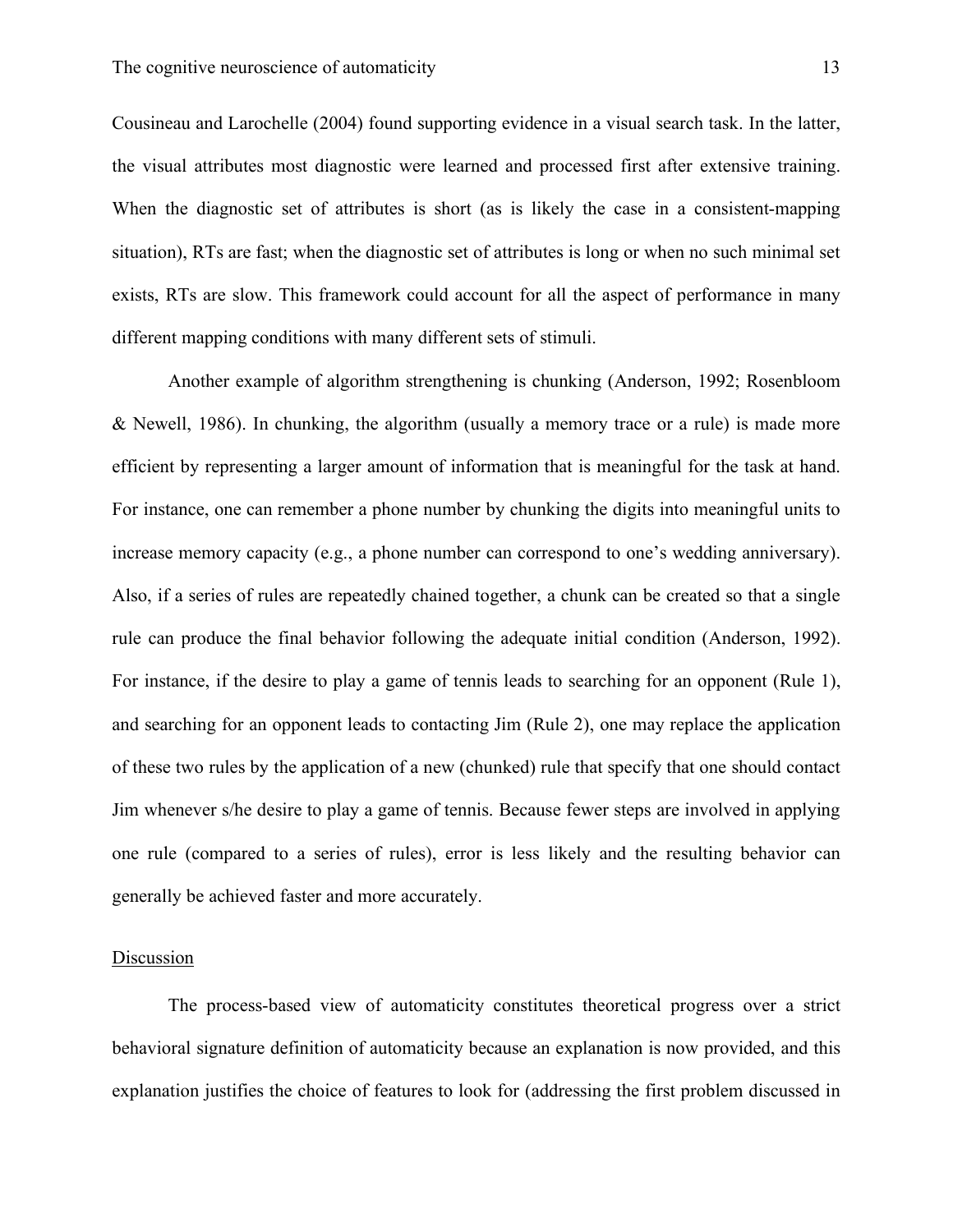Cousineau and Larochelle (2004) found supporting evidence in a visual search task. In the latter, the visual attributes most diagnostic were learned and processed first after extensive training. When the diagnostic set of attributes is short (as is likely the case in a consistent-mapping situation), RTs are fast; when the diagnostic set of attributes is long or when no such minimal set exists, RTs are slow. This framework could account for all the aspect of performance in many different mapping conditions with many different sets of stimuli.

Another example of algorithm strengthening is chunking (Anderson, 1992; Rosenbloom & Newell, 1986). In chunking, the algorithm (usually a memory trace or a rule) is made more efficient by representing a larger amount of information that is meaningful for the task at hand. For instance, one can remember a phone number by chunking the digits into meaningful units to increase memory capacity (e.g., a phone number can correspond to one's wedding anniversary). Also, if a series of rules are repeatedly chained together, a chunk can be created so that a single rule can produce the final behavior following the adequate initial condition (Anderson, 1992). For instance, if the desire to play a game of tennis leads to searching for an opponent (Rule 1), and searching for an opponent leads to contacting Jim (Rule 2), one may replace the application of these two rules by the application of a new (chunked) rule that specify that one should contact Jim whenever s/he desire to play a game of tennis. Because fewer steps are involved in applying one rule (compared to a series of rules), error is less likely and the resulting behavior can generally be achieved faster and more accurately.

## Discussion

The process-based view of automaticity constitutes theoretical progress over a strict behavioral signature definition of automaticity because an explanation is now provided, and this explanation justifies the choice of features to look for (addressing the first problem discussed in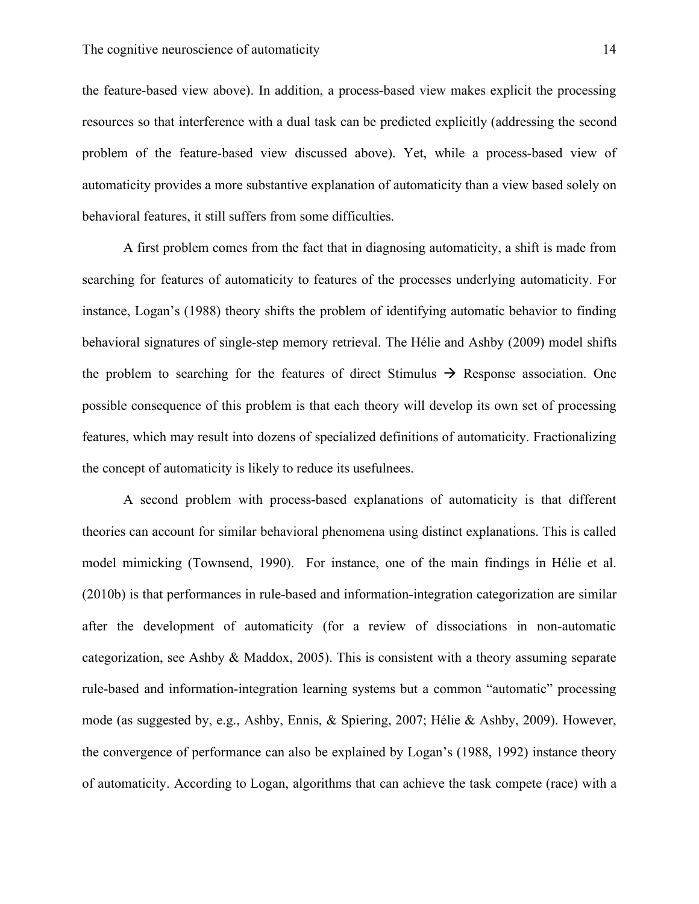the feature-based view above). In addition, a process-based view makes explicit the processing resources so that interference with a dual task can be predicted explicitly (addressing the second problem of the feature-based view discussed above). Yet, while a process-based view of automaticity provides a more substantive explanation of automaticity than a view based solely on behavioral features, it still suffers from some difficulties.

A first problem comes from the fact that in diagnosing automaticity, a shift is made from searching for features of automaticity to features of the processes underlying automaticity. For instance, Logan's (1988) theory shifts the problem of identifying automatic behavior to finding behavioral signatures of single-step memory retrieval. The Hélie and Ashby (2009) model shifts the problem to searching for the features of direct Stimulus → Response association. One possible consequence of this problem is that each theory will develop its own set of processing features, which may result into dozens of specialized definitions of automaticity. Fractionalizing the concept of automaticity is likely to reduce its usefulnees.

A second problem with process-based explanations of automaticity is that different theories can account for similar behavioral phenomena using distinct explanations. This is called model mimicking (Townsend, 1990). For instance, one of the main findings in Hélie et al. (2010b) is that performances in rule-based and information-integration categorization are similar after the development of automaticity (for a review of dissociations in non-automatic categorization, see Ashby & Maddox, 2005). This is consistent with a theory assuming separate rule-based and information-integration learning systems but a common "automatic" processing mode (as suggested by, e.g., Ashby, Ennis, & Spiering, 2007; Hélie & Ashby, 2009). However, the convergence of performance can also be explained by Logan's (1988, 1992) instance theory of automaticity. According to Logan, algorithms that can achieve the task compete (race) with a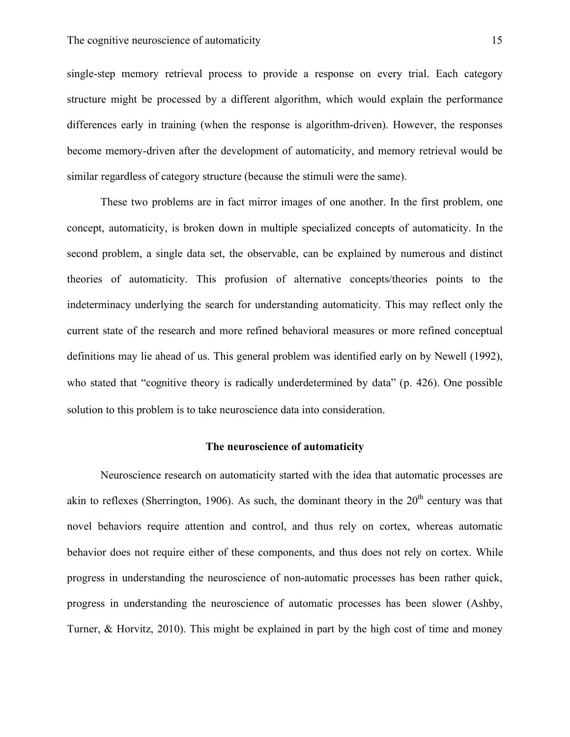single-step memory retrieval process to provide a response on every trial. Each category structure might be processed by a different algorithm, which would explain the performance differences early in training (when the response is algorithm-driven). However, the responses become memory-driven after the development of automaticity, and memory retrieval would be similar regardless of category structure (because the stimuli were the same).

These two problems are in fact mirror images of one another. In the first problem, one concept, automaticity, is broken down in multiple specialized concepts of automaticity. In the second problem, a single data set, the observable, can be explained by numerous and distinct theories of automaticity. This profusion of alternative concepts/theories points to the indeterminacy underlying the search for understanding automaticity. This may reflect only the current state of the research and more refined behavioral measures or more refined conceptual definitions may lie ahead of us. This general problem was identified early on by Newell (1992), who stated that "cognitive theory is radically underdetermined by data" (p. 426). One possible solution to this problem is to take neuroscience data into consideration.

## The neuroscience of automaticity

Neuroscience research on automaticity started with the idea that automatic processes are akin to reflexes (Sherrington, 1906). As such, the dominant theory in the 20th century was that novel behaviors require attention and control, and thus rely on cortex, whereas automatic behavior does not require either of these components, and thus does not rely on cortex. While progress in understanding the neuroscience of non-automatic processes has been rather quick, progress in understanding the neuroscience of automatic processes has been slower (Ashby, Turner, & Horvitz, 2010). This might be explained in part by the high cost of time and money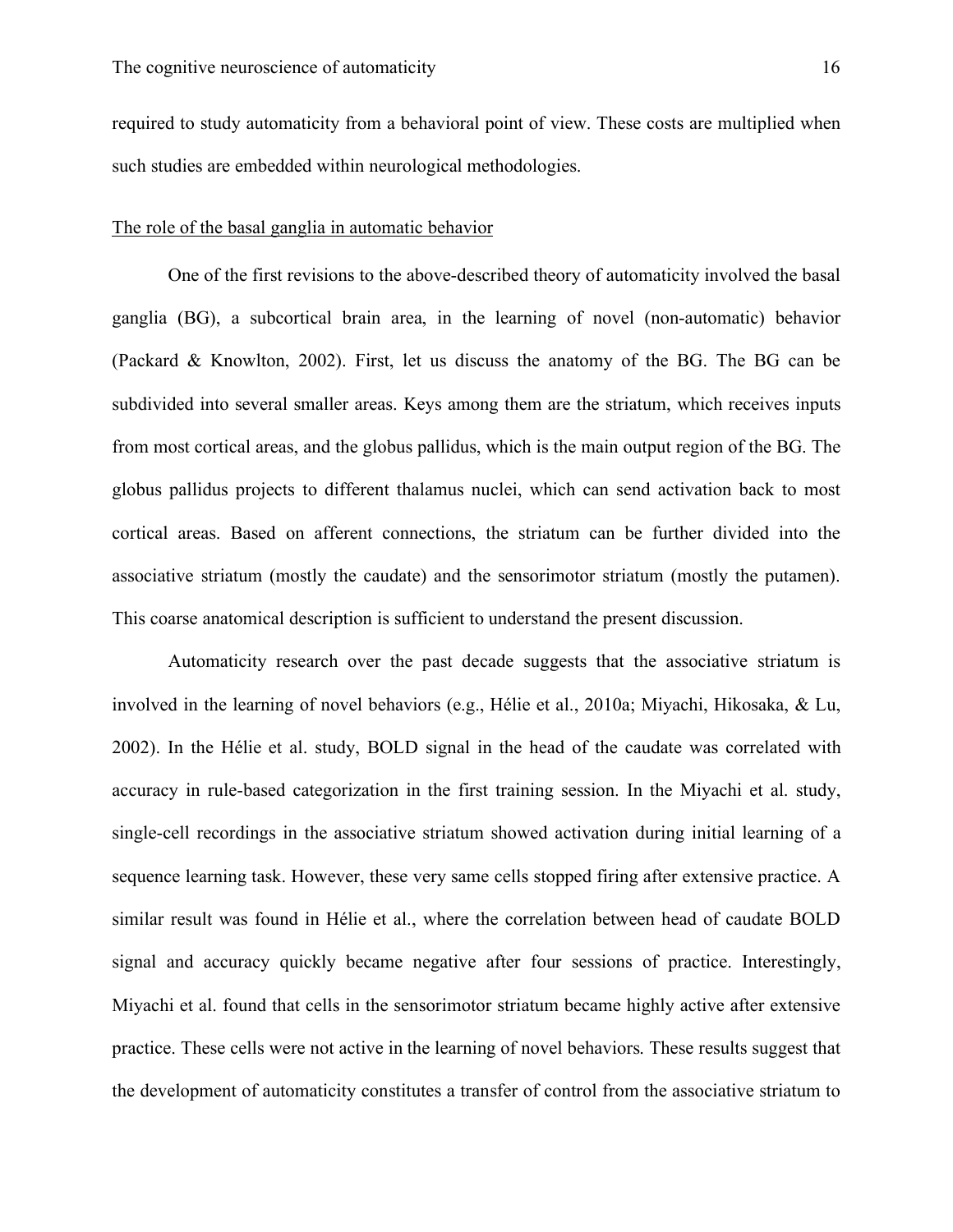required to study automaticity from a behavioral point of view. These costs are multiplied when such studies are embedded within neurological methodologies.

## The role of the basal ganglia in automatic behavior

One of the first revisions to the above-described theory of automaticity involved the basal ganglia (BG), a subcortical brain area, in the learning of novel (non-automatic) behavior (Packard & Knowlton, 2002). First, let us discuss the anatomy of the BG. The BG can be subdivided into several smaller areas. Keys among them are the striatum, which receives inputs from most cortical areas, and the globus pallidus, which is the main output region of the BG. The globus pallidus projects to different thalamus nuclei, which can send activation back to most cortical areas. Based on afferent connections, the striatum can be further divided into the associative striatum (mostly the caudate) and the sensorimotor striatum (mostly the putamen). This coarse anatomical description is sufficient to understand the present discussion.

Automaticity research over the past decade suggests that the associative striatum is involved in the learning of novel behaviors (e.g., Hélie et al., 2010a; Miyachi, Hikosaka, & Lu, 2002). In the Hélie et al. study, BOLD signal in the head of the caudate was correlated with accuracy in rule-based categorization in the first training session. In the Miyachi et al. study, single-cell recordings in the associative striatum showed activation during initial learning of a sequence learning task. However, these very same cells stopped firing after extensive practice. A similar result was found in Hélie et al., where the correlation between head of caudate BOLD signal and accuracy quickly became negative after four sessions of practice. Interestingly, Miyachi et al. found that cells in the sensorimotor striatum became highly active after extensive practice. These cells were not active in the learning of novel behaviors. These results suggest that the development of automaticity constitutes a transfer of control from the associative striatum to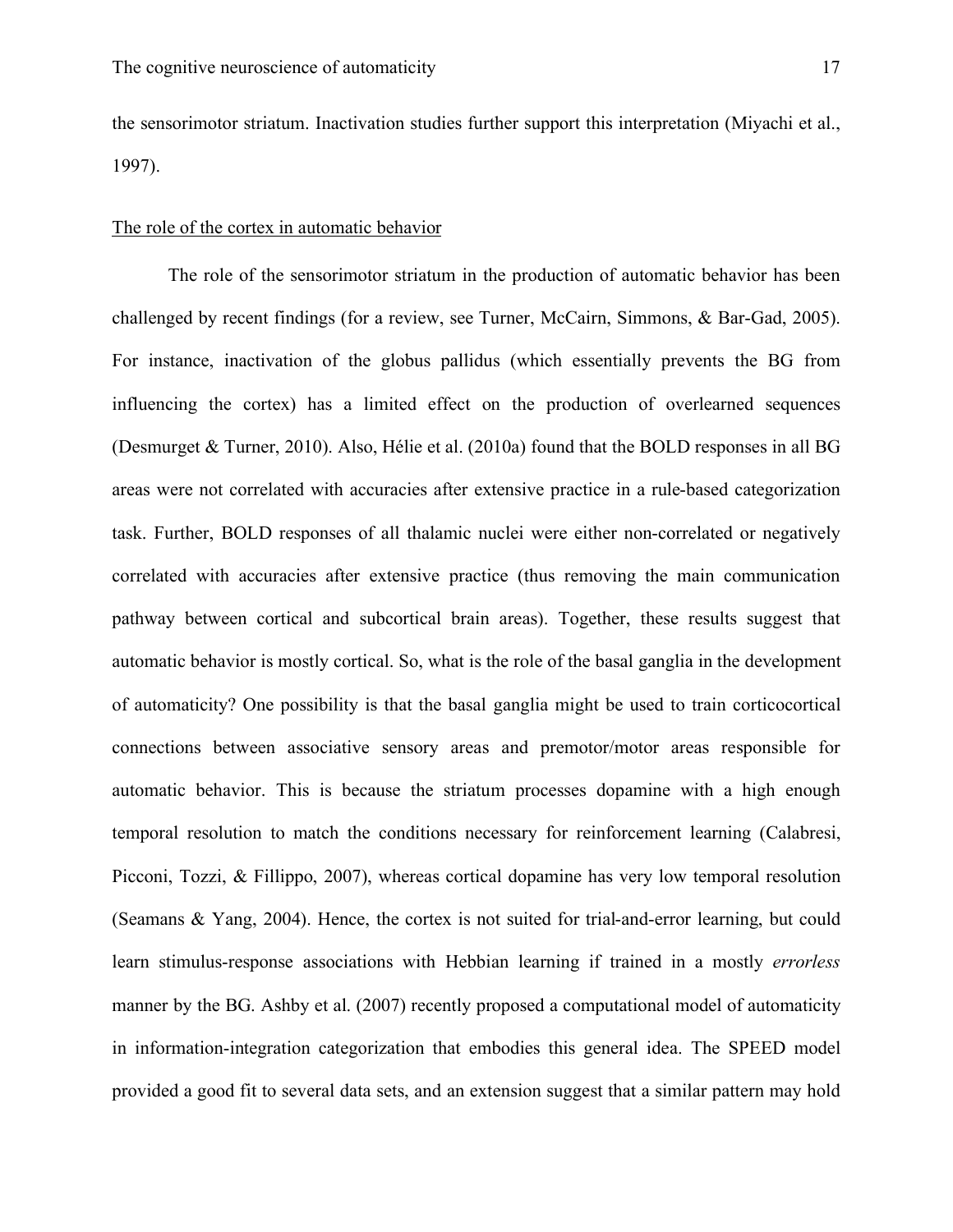the sensorimotor striatum. Inactivation studies further support this interpretation (Miyachi et al., 1997).

<u>The role of the cortex in automatic behavior</u>

The role of the sensorimotor striatum in the production of automatic behavior has been challenged by recent findings (for a review, see Turner, McCairn, Simmons, & Bar-Gad, 2005). For instance, inactivation of the globus pallidus (which essentially prevents the BG from influencing the cortex) has a limited effect on the production of overlearned sequences (Desmurget & Turner, 2010). Also, Hélie et al. (2010a) found that the BOLD responses in all BG areas were not correlated with accuracies after extensive practice in a rule-based categorization task. Further, BOLD responses of all thalamic nuclei were either non-correlated or negatively correlated with accuracies after extensive practice (thus removing the main communication pathway between cortical and subcortical brain areas). Together, these results suggest that automatic behavior is mostly cortical. So, what is the role of the basal ganglia in the development of automaticity? One possibility is that the basal ganglia might be used to train corticocortical connections between associative sensory areas and premotor/motor areas responsible for automatic behavior. This is because the striatum processes dopamine with a high enough temporal resolution to match the conditions necessary for reinforcement learning (Calabresi, Picconi, Tozzi, & Fillippo, 2007), whereas cortical dopamine has very low temporal resolution (Seamans & Yang, 2004). Hence, the cortex is not suited for trial-and-error learning, but could learn stimulus-response associations with Hebbian learning if trained in a mostly *errorless* manner by the BG. Ashby et al. (2007) recently proposed a computational model of automaticity in information-integration categorization that embodies this general idea. The SPEED model provided a good fit to several data sets, and an extension suggest that a similar pattern may hold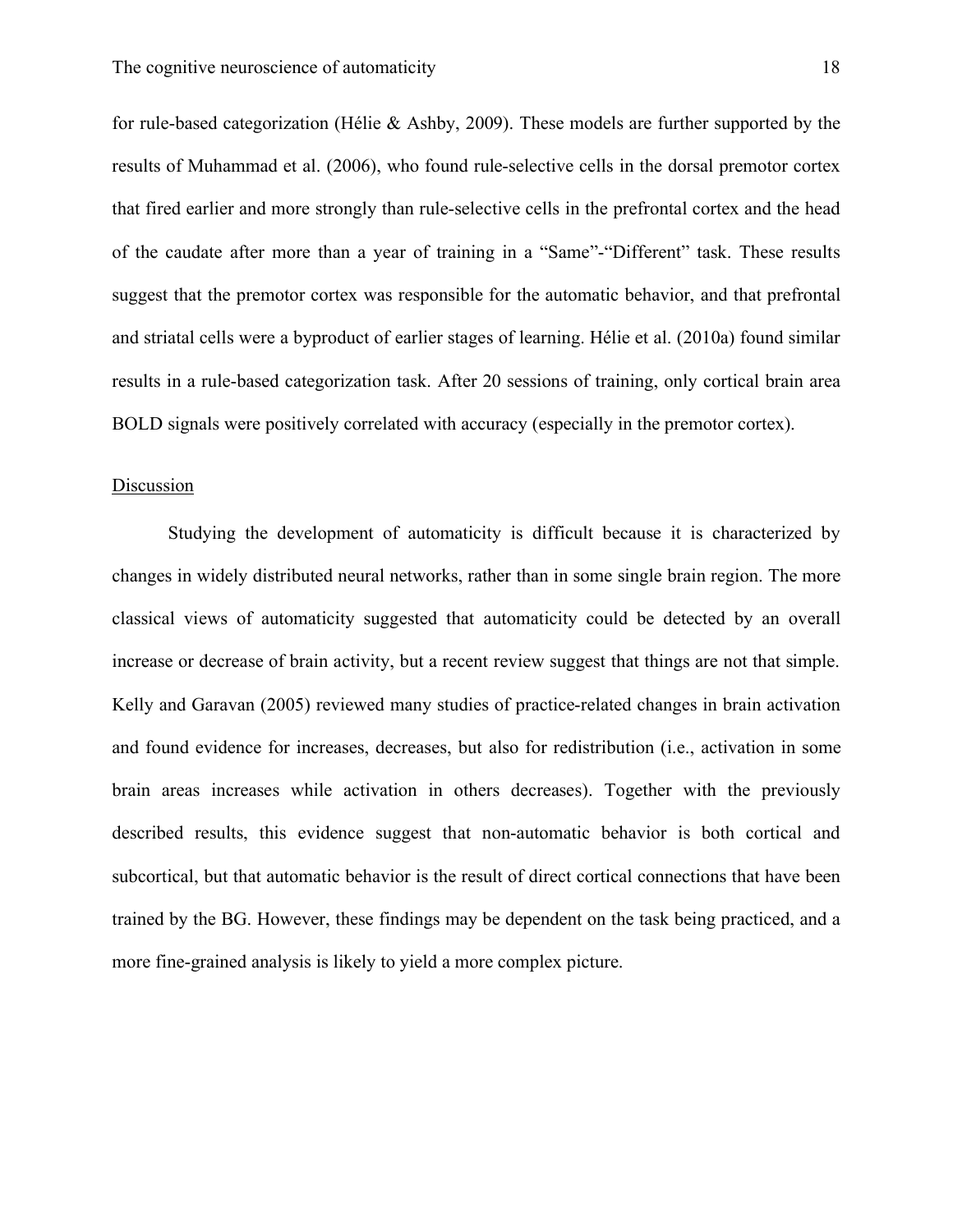for rule-based categorization (Hélie & Ashby, 2009). These models are further supported by the results of Muhammad et al. (2006), who found rule-selective cells in the dorsal premotor cortex that fired earlier and more strongly than rule-selective cells in the prefrontal cortex and the head of the caudate after more than a year of training in a "Same"-"Different" task. These results suggest that the premotor cortex was responsible for the automatic behavior, and that prefrontal and striatal cells were a byproduct of earlier stages of learning. Hélie et al. (2010a) found similar results in a rule-based categorization task. After 20 sessions of training, only cortical brain area BOLD signals were positively correlated with accuracy (especially in the premotor cortex).

## Discussion

Studying the development of automaticity is difficult because it is characterized by changes in widely distributed neural networks, rather than in some single brain region. The more classical views of automaticity suggested that automaticity could be detected by an overall increase or decrease of brain activity, but a recent review suggest that things are not that simple. Kelly and Garavan (2005) reviewed many studies of practice-related changes in brain activation and found evidence for increases, decreases, but also for redistribution (i.e., activation in some brain areas increases while activation in others decreases). Together with the previously described results, this evidence suggest that non-automatic behavior is both cortical and subcortical, but that automatic behavior is the result of direct cortical connections that have been trained by the BG. However, these findings may be dependent on the task being practiced, and a more fine-grained analysis is likely to yield a more complex picture.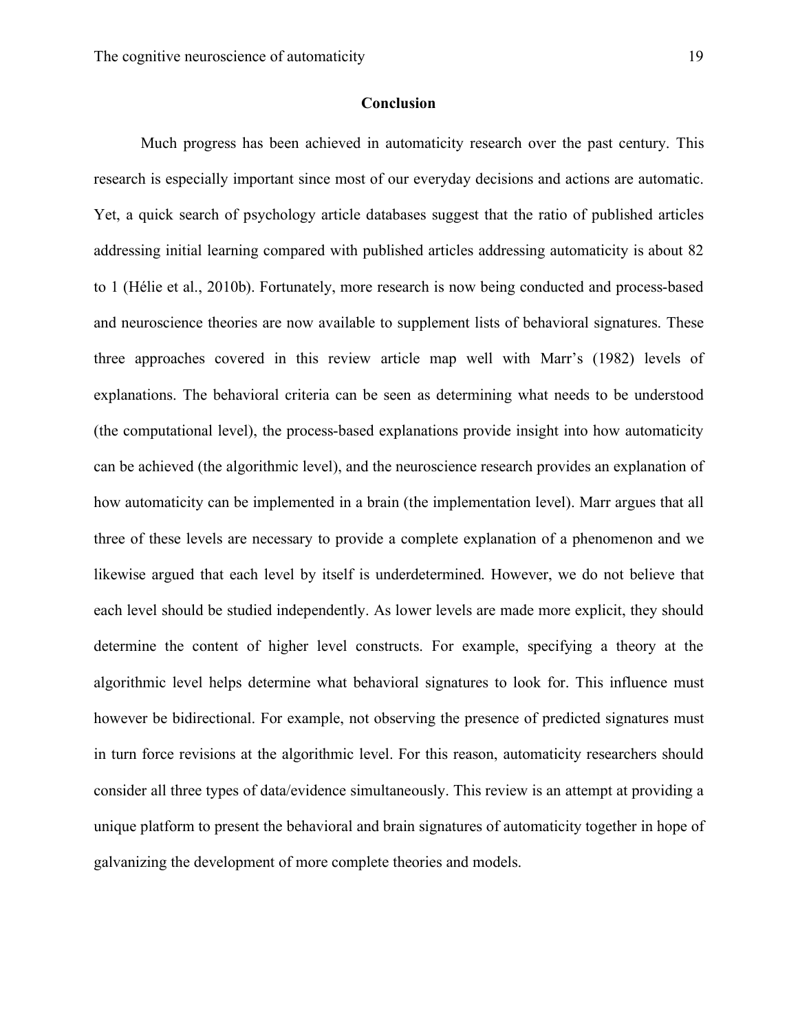## Conclusion

Much progress has been achieved in automaticity research over the past century. This research is especially important since most of our everyday decisions and actions are automatic. Yet, a quick search of psychology article databases suggest that the ratio of published articles addressing initial learning compared with published articles addressing automaticity is about 82 to 1 (Hélie et al., 2010b). Fortunately, more research is now being conducted and process-based and neuroscience theories are now available to supplement lists of behavioral signatures. These three approaches covered in this review article map well with Marr's (1982) levels of explanations. The behavioral criteria can be seen as determining what needs to be understood (the computational level), the process-based explanations provide insight into how automaticity can be achieved (the algorithmic level), and the neuroscience research provides an explanation of how automaticity can be implemented in a brain (the implementation level). Marr argues that all three of these levels are necessary to provide a complete explanation of a phenomenon and we likewise argued that each level by itself is underdetermined. However, we do not believe that each level should be studied independently. As lower levels are made more explicit, they should determine the content of higher level constructs. For example, specifying a theory at the algorithmic level helps determine what behavioral signatures to look for. This influence must however be bidirectional. For example, not observing the presence of predicted signatures must in turn force revisions at the algorithmic level. For this reason, automaticity researchers should consider all three types of data/evidence simultaneously. This review is an attempt at providing a unique platform to present the behavioral and brain signatures of automaticity together in hope of galvanizing the development of more complete theories and models.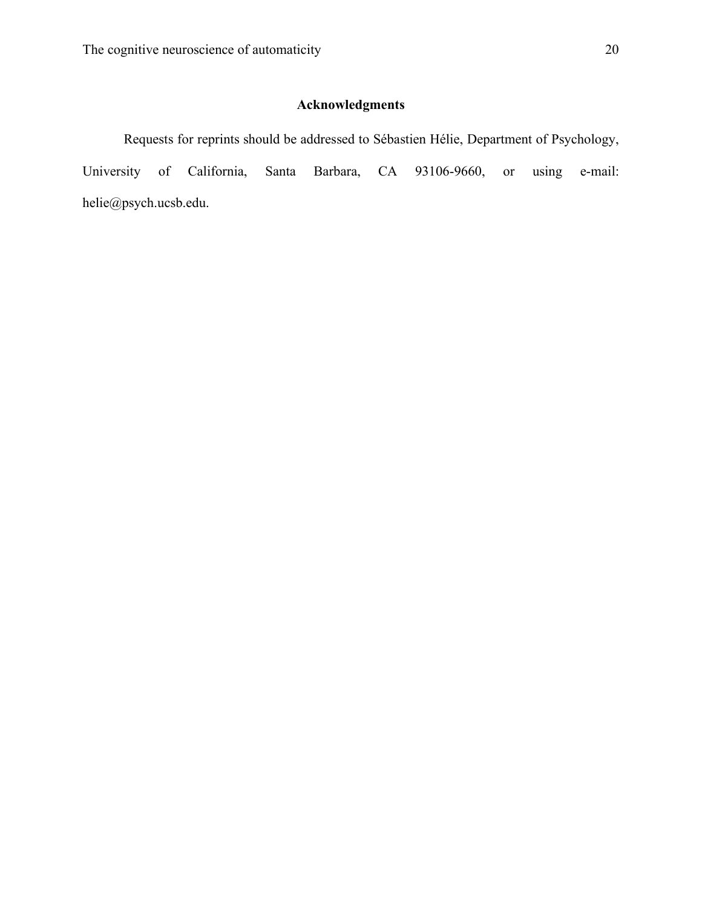## Acknowledgments

Requests for reprints should be addressed to Sébastien Hélie, Department of Psychology, University of California, Santa Barbara, CA 93106-9660, or using e-mail: helie@psych.ucsb.edu.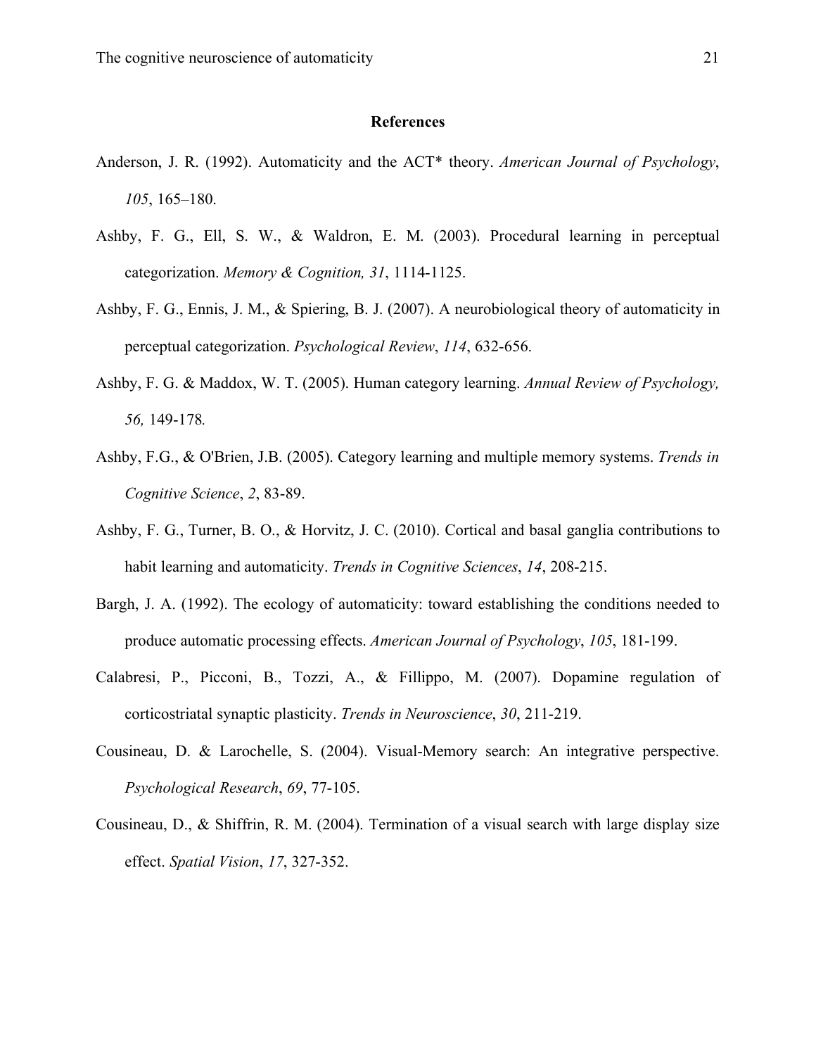## References

Anderson, J. R. (1992). Automaticity and the ACT* theory. *American Journal of Psychology*, *105*, 165–180.

Ashby, F. G., Ell, S. W., & Waldron, E. M. (2003). Procedural learning in perceptual categorization. *Memory & Cognition, 31*, 1114-1125.

Ashby, F. G., Ennis, J. M., & Spiering, B. J. (2007). A neurobiological theory of automaticity in perceptual categorization. *Psychological Review*, *114*, 632-656.

Ashby, F. G. & Maddox, W. T. (2005). Human category learning. *Annual Review of Psychology, 56,* 149-178*.*

Ashby, F.G., & O'Brien, J.B. (2005). Category learning and multiple memory systems. *Trends in Cognitive Science*, *2*, 83-89.

Ashby, F. G., Turner, B. O., & Horvitz, J. C. (2010). Cortical and basal ganglia contributions to habit learning and automaticity. *Trends in Cognitive Sciences*, *14*, 208-215.

Bargh, J. A. (1992). The ecology of automaticity: toward establishing the conditions needed to produce automatic processing effects. *American Journal of Psychology*, *105*, 181-199.

Calabresi, P., Picconi, B., Tozzi, A., & Fillippo, M. (2007). Dopamine regulation of corticostriatal synaptic plasticity. *Trends in Neuroscience*, *30*, 211-219.

Cousineau, D. & Larochelle, S. (2004). Visual-Memory search: An integrative perspective. *Psychological Research*, *69*, 77-105.

Cousineau, D., & Shiffrin, R. M. (2004). Termination of a visual search with large display size effect. *Spatial Vision*, *17*, 327-352.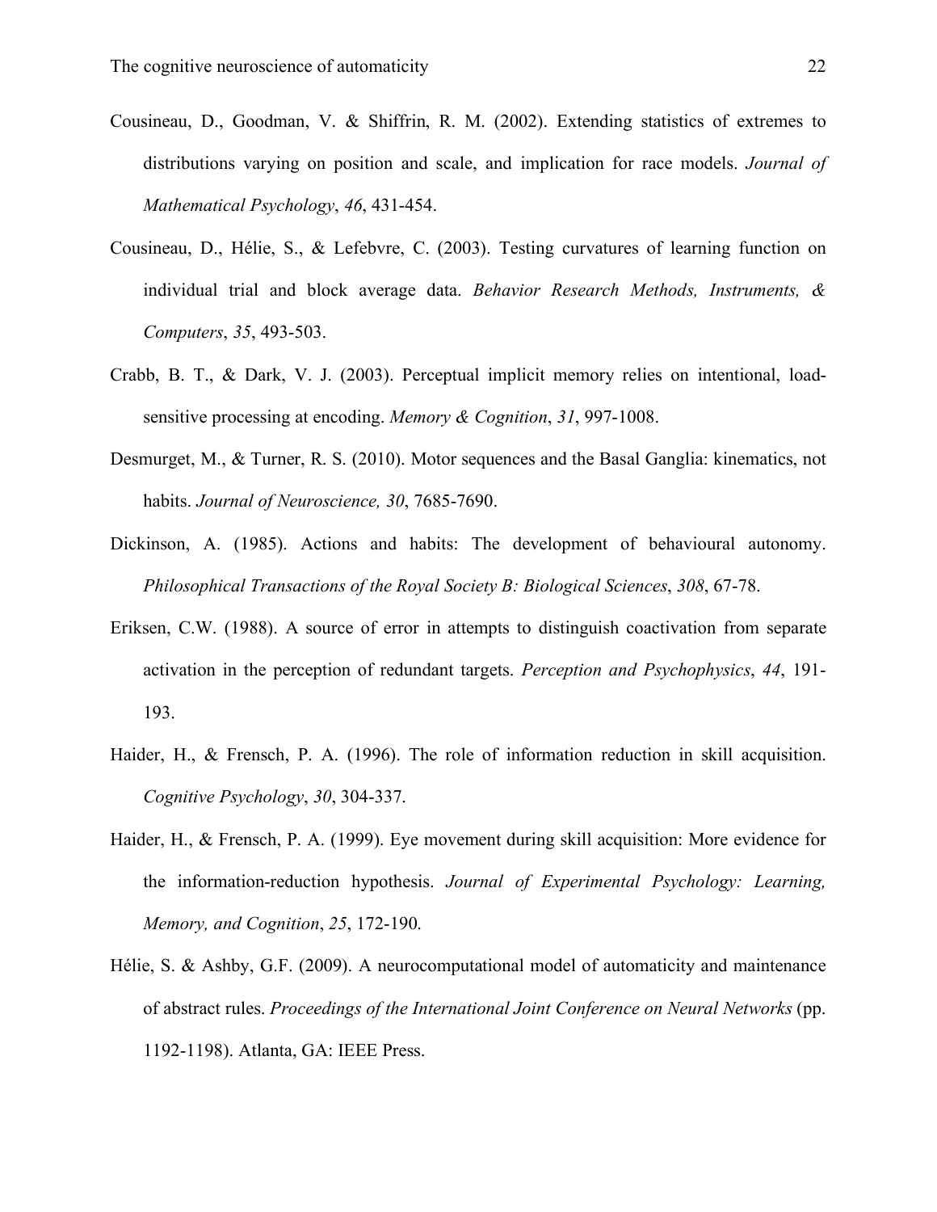Cousineau, D., Goodman, V. & Shiffrin, R. M. (2002). Extending statistics of extremes to distributions varying on position and scale, and implication for race models. *Journal of Mathematical Psychology*, *46*, 431-454.

Cousineau, D., Hélie, S., & Lefebvre, C. (2003). Testing curvatures of learning function on individual trial and block average data. *Behavior Research Methods, Instruments, & Computers*, *35*, 493-503.

Crabb, B. T., & Dark, V. J. (2003). Perceptual implicit memory relies on intentional, load-sensitive processing at encoding. *Memory & Cognition*, *31*, 997-1008.

Desmurget, M., & Turner, R. S. (2010). Motor sequences and the Basal Ganglia: kinematics, not habits. *Journal of Neuroscience, 30*, 7685-7690.

Dickinson, A. (1985). Actions and habits: The development of behavioural autonomy. *Philosophical Transactions of the Royal Society B: Biological Sciences*, *308*, 67-78.

Eriksen, C.W. (1988). A source of error in attempts to distinguish coactivation from separate activation in the perception of redundant targets. *Perception and Psychophysics*, *44*, 191-193.

Haider, H., & Frensch, P. A. (1996). The role of information reduction in skill acquisition. *Cognitive Psychology*, *30*, 304-337.

Haider, H., & Frensch, P. A. (1999). Eye movement during skill acquisition: More evidence for the information-reduction hypothesis. *Journal of Experimental Psychology: Learning, Memory, and Cognition*, *25*, 172-190.

Hélie, S. & Ashby, G.F. (2009). A neurocomputational model of automaticity and maintenance of abstract rules. *Proceedings of the International Joint Conference on Neural Networks* (pp. 1192-1198). Atlanta, GA: IEEE Press.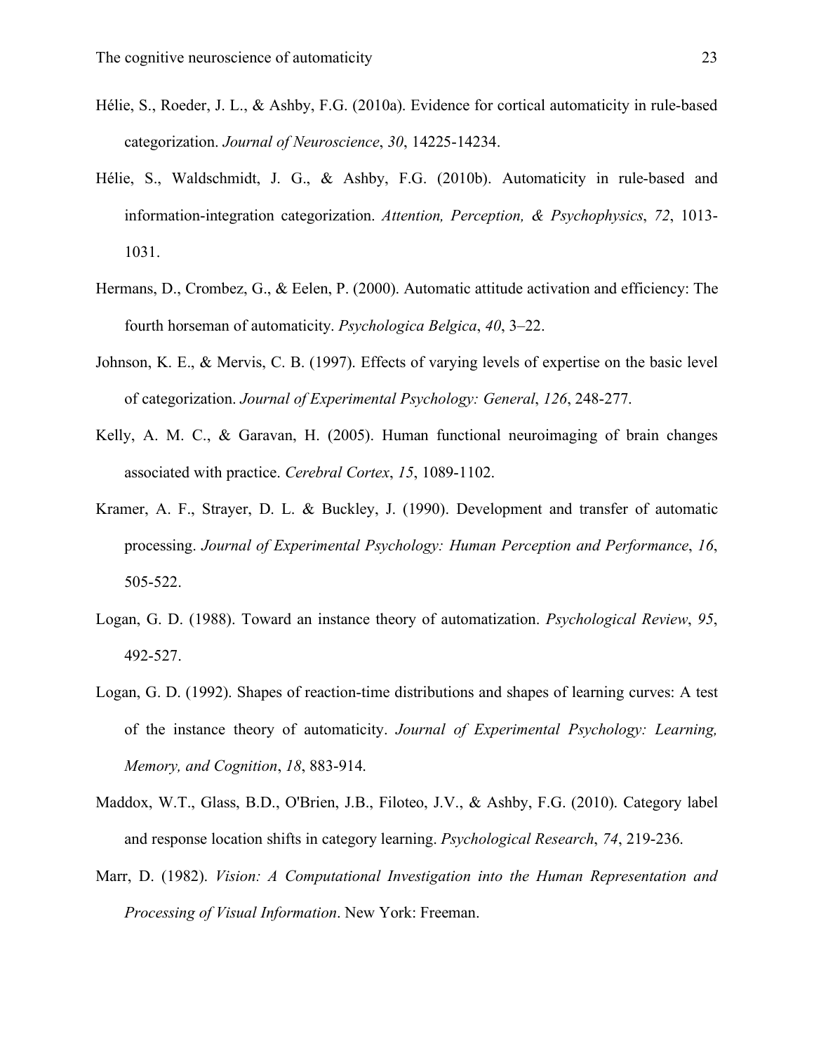Hélie, S., Roeder, J. L., & Ashby, F.G. (2010a). Evidence for cortical automaticity in rule-based categorization. *Journal of Neuroscience*, *30*, 14225-14234.

Hélie, S., Waldschmidt, J. G., & Ashby, F.G. (2010b). Automaticity in rule-based and information-integration categorization. *Attention, Perception, & Psychophysics*, *72*, 1013-1031.

Hermans, D., Crombez, G., & Eelen, P. (2000). Automatic attitude activation and efficiency: The fourth horseman of automaticity. *Psychologica Belgica*, *40*, 3–22.

Johnson, K. E., & Mervis, C. B. (1997). Effects of varying levels of expertise on the basic level of categorization. *Journal of Experimental Psychology: General*, *126*, 248-277.

Kelly, A. M. C., & Garavan, H. (2005). Human functional neuroimaging of brain changes associated with practice. *Cerebral Cortex*, *15*, 1089-1102.

Kramer, A. F., Strayer, D. L. & Buckley, J. (1990). Development and transfer of automatic processing. *Journal of Experimental Psychology: Human Perception and Performance*, *16*, 505-522.

Logan, G. D. (1988). Toward an instance theory of automatization. *Psychological Review*, *95*, 492-527.

Logan, G. D. (1992). Shapes of reaction-time distributions and shapes of learning curves: A test of the instance theory of automaticity. *Journal of Experimental Psychology: Learning, Memory, and Cognition*, *18*, 883-914.

Maddox, W.T., Glass, B.D., O'Brien, J.B., Filoteo, J.V., & Ashby, F.G. (2010). Category label and response location shifts in category learning. *Psychological Research*, *74*, 219-236.

Marr, D. (1982). *Vision: A Computational Investigation into the Human Representation and Processing of Visual Information*. New York: Freeman.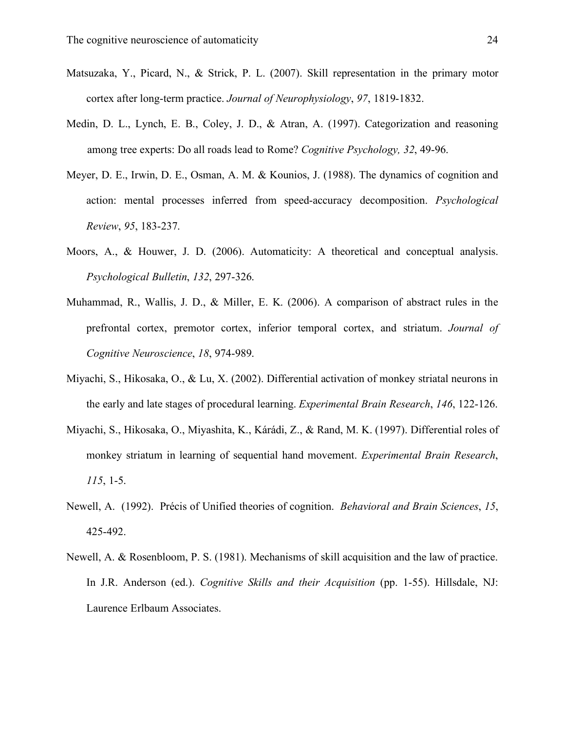Matsuzaka, Y., Picard, N., & Strick, P. L. (2007). Skill representation in the primary motor cortex after long-term practice. *Journal of Neurophysiology*, *97*, 1819-1832.

Medin, D. L., Lynch, E. B., Coley, J. D., & Atran, A. (1997). Categorization and reasoning among tree experts: Do all roads lead to Rome? *Cognitive Psychology, 32*, 49-96.

Meyer, D. E., Irwin, D. E., Osman, A. M. & Kounios, J. (1988). The dynamics of cognition and action: mental processes inferred from speed-accuracy decomposition. *Psychological Review*, *95*, 183-237.

Moors, A., & Houwer, J. D. (2006). Automaticity: A theoretical and conceptual analysis. *Psychological Bulletin*, *132*, 297-326.

Muhammad, R., Wallis, J. D., & Miller, E. K. (2006). A comparison of abstract rules in the prefrontal cortex, premotor cortex, inferior temporal cortex, and striatum. *Journal of Cognitive Neuroscience*, *18*, 974-989.

Miyachi, S., Hikosaka, O., & Lu, X. (2002). Differential activation of monkey striatal neurons in the early and late stages of procedural learning. *Experimental Brain Research*, *146*, 122-126.

Miyachi, S., Hikosaka, O., Miyashita, K., Kárádi, Z., & Rand, M. K. (1997). Differential roles of monkey striatum in learning of sequential hand movement. *Experimental Brain Research*, *115*, 1-5.

Newell, A. (1992). Précis of Unified theories of cognition. *Behavioral and Brain Sciences*, *15*, 425-492.

Newell, A. & Rosenbloom, P. S. (1981). Mechanisms of skill acquisition and the law of practice. In J.R. Anderson (ed.). *Cognitive Skills and their Acquisition* (pp. 1-55). Hillsdale, NJ: Laurence Erlbaum Associates.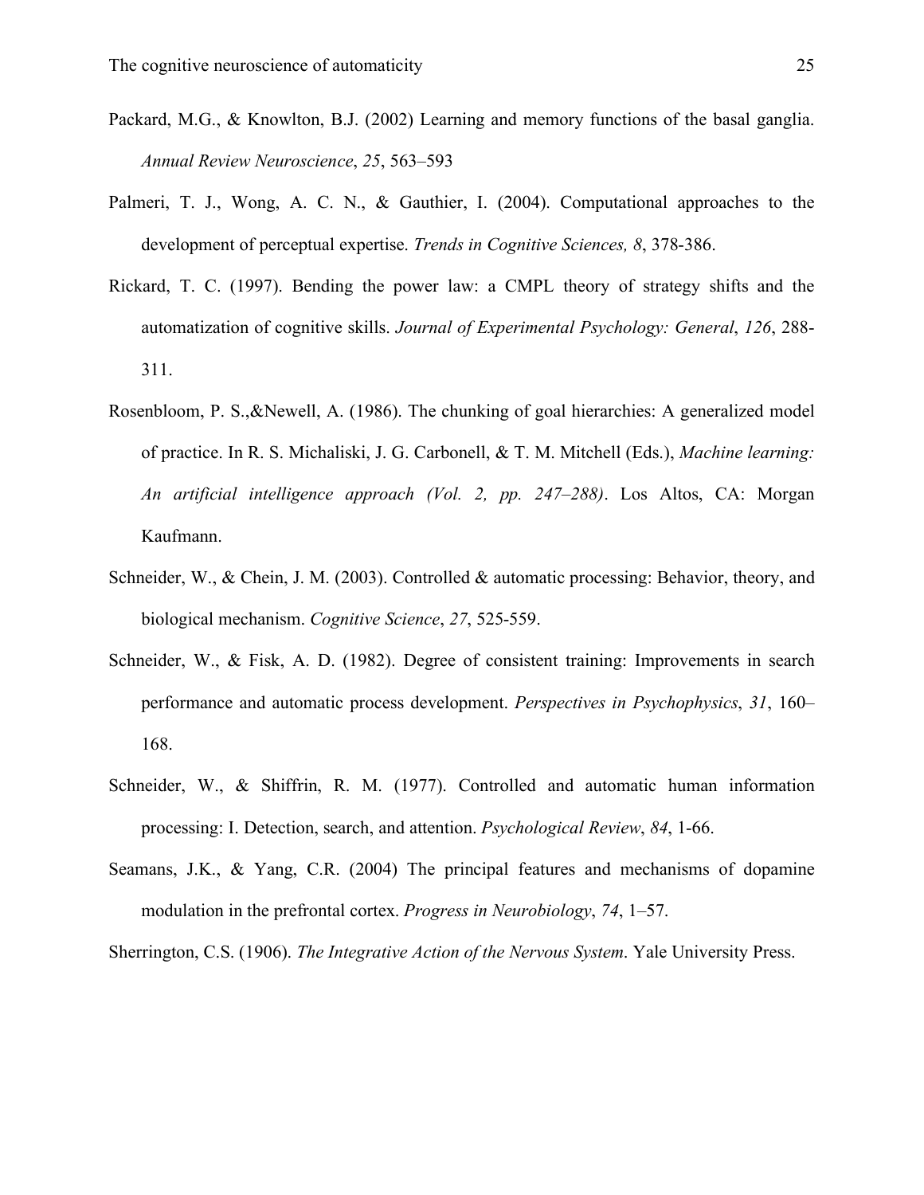Packard, M.G., & Knowlton, B.J. (2002) Learning and memory functions of the basal ganglia. *Annual Review Neuroscience*, *25*, 563–593

Palmeri, T. J., Wong, A. C. N., & Gauthier, I. (2004). Computational approaches to the development of perceptual expertise. *Trends in Cognitive Sciences, 8*, 378-386.

Rickard, T. C. (1997). Bending the power law: a CMPL theory of strategy shifts and the automatization of cognitive skills. *Journal of Experimental Psychology: General*, *126*, 288-311.

Rosenbloom, P. S.,&Newell, A. (1986). The chunking of goal hierarchies: A generalized model of practice. In R. S. Michaliski, J. G. Carbonell, & T. M. Mitchell (Eds.), *Machine learning: An artificial intelligence approach (Vol. 2, pp. 247–288)*. Los Altos, CA: Morgan Kaufmann.

Schneider, W., & Chein, J. M. (2003). Controlled & automatic processing: Behavior, theory, and biological mechanism. *Cognitive Science*, *27*, 525-559.

Schneider, W., & Fisk, A. D. (1982). Degree of consistent training: Improvements in search performance and automatic process development. *Perspectives in Psychophysics*, *31*, 160–168.

Schneider, W., & Shiffrin, R. M. (1977). Controlled and automatic human information processing: I. Detection, search, and attention. *Psychological Review*, *84*, 1-66.

Seamans, J.K., & Yang, C.R. (2004) The principal features and mechanisms of dopamine modulation in the prefrontal cortex. *Progress in Neurobiology*, *74*, 1–57.

Sherrington, C.S. (1906). *The Integrative Action of the Nervous System*. Yale University Press.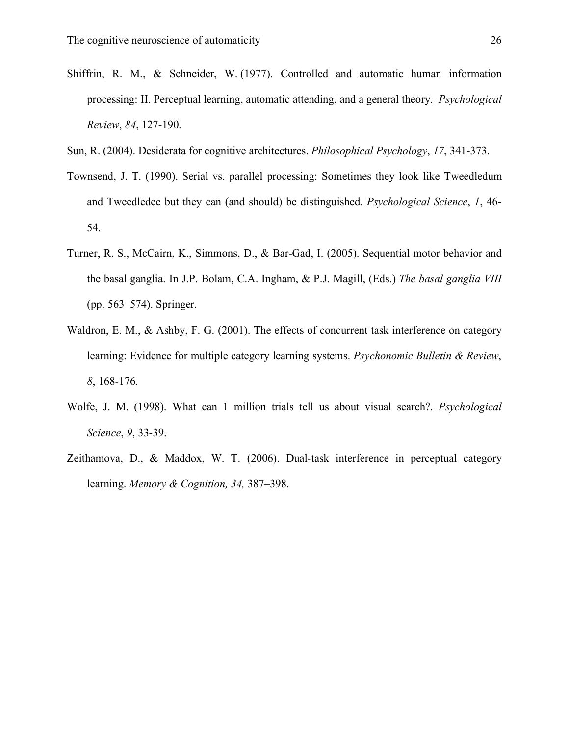Shiffrin, R. M., & Schneider, W. (1977). Controlled and automatic human information processing: II. Perceptual learning, automatic attending, and a general theory. *Psychological Review*, *84*, 127-190.

Sun, R. (2004). Desiderata for cognitive architectures. *Philosophical Psychology*, *17*, 341-373.

Townsend, J. T. (1990). Serial vs. parallel processing: Sometimes they look like Tweedledum and Tweedledee but they can (and should) be distinguished. *Psychological Science*, *1*, 46-54.

Turner, R. S., McCairn, K., Simmons, D., & Bar-Gad, I. (2005). Sequential motor behavior and the basal ganglia. In J.P. Bolam, C.A. Ingham, & P.J. Magill, (Eds.) *The basal ganglia VIII* (pp. 563–574). Springer.

Waldron, E. M., & Ashby, F. G. (2001). The effects of concurrent task interference on category learning: Evidence for multiple category learning systems. *Psychonomic Bulletin & Review*, *8*, 168-176.

Wolfe, J. M. (1998). What can 1 million trials tell us about visual search?. *Psychological Science*, *9*, 33-39.

Zeithamova, D., & Maddox, W. T. (2006). Dual-task interference in perceptual category learning. *Memory & Cognition, 34,* 387–398.